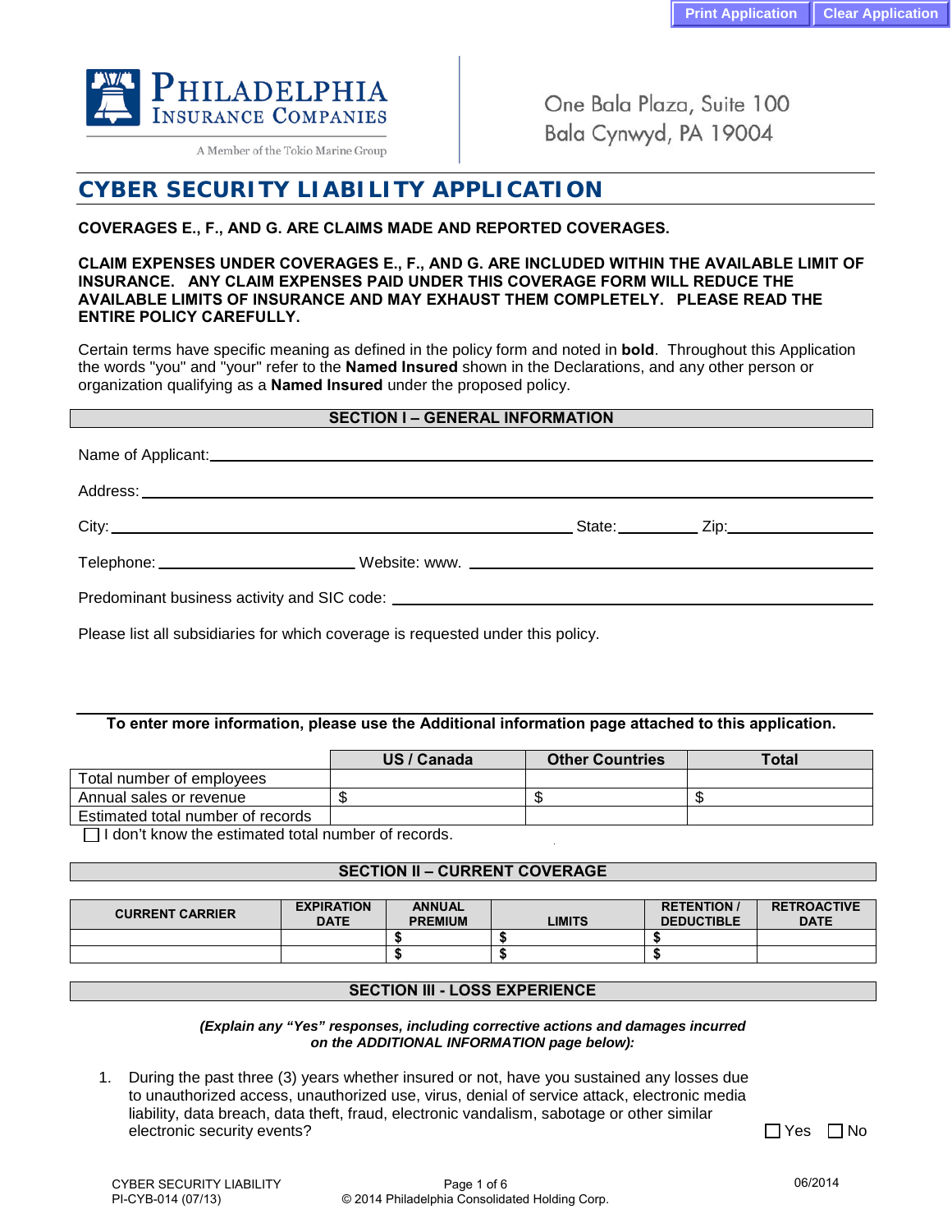Print Application | Clear Application

PHILADELPHIA INSURANCE COMPANIES

A Member of the Tokio Marine Group

One Bala Plaza, Suite 100
Bala Cynwyd, PA 19004

# CYBER SECURITY LIABILITY APPLICATION

**COVERAGES E., F., AND G. ARE CLAIMS MADE AND REPORTED COVERAGES.**

**CLAIM EXPENSES UNDER COVERAGES E., F., AND G. ARE INCLUDED WITHIN THE AVAILABLE LIMIT OF INSURANCE. ANY CLAIM EXPENSES PAID UNDER THIS COVERAGE FORM WILL REDUCE THE AVAILABLE LIMITS OF INSURANCE AND MAY EXHAUST THEM COMPLETELY. PLEASE READ THE ENTIRE POLICY CAREFULLY.**

Certain terms have specific meaning as defined in the policy form and noted in **bold**. Throughout this Application the words "you" and "your" refer to the **Named Insured** shown in the Declarations, and any other person or organization qualifying as a **Named Insured** under the proposed policy.

## SECTION I – GENERAL INFORMATION

Name of Applicant: ______________________________

Address: ______________________________

City: ______________________________ State: __________ Zip: __________

Telephone: ______________________ Website: www. ______________________

Predominant business activity and SIC code: ______________________________

Please list all subsidiaries for which coverage is requested under this policy.

**To enter more information, please use the Additional information page attached to this application.**

| | US / Canada | Other Countries | Total |
|---|---|---|---|
| Total number of employees | | | |
| Annual sales or revenue | $ | $ | $ |
| Estimated total number of records | | | |

☐ I don't know the estimated total number of records.

## SECTION II – CURRENT COVERAGE

| CURRENT CARRIER | EXPIRATION DATE | ANNUAL PREMIUM | LIMITS | RETENTION / DEDUCTIBLE | RETROACTIVE DATE |
|---|---|---|---|---|---|
| | | $ | $ | $ | |
| | | $ | $ | $ | |

## SECTION III - LOSS EXPERIENCE

***(Explain any "Yes" responses, including corrective actions and damages incurred on the ADDITIONAL INFORMATION page below):***

1. During the past three (3) years whether insured or not, have you sustained any losses due to unauthorized access, unauthorized use, virus, denial of service attack, electronic media liability, data breach, data theft, fraud, electronic vandalism, sabotage or other similar electronic security events? ☐ Yes ☐ No

CYBER SECURITY LIABILITY
PI-CYB-014 (07/13)
© 2014 Philadelphia Consolidated Holding Corp.
06/2014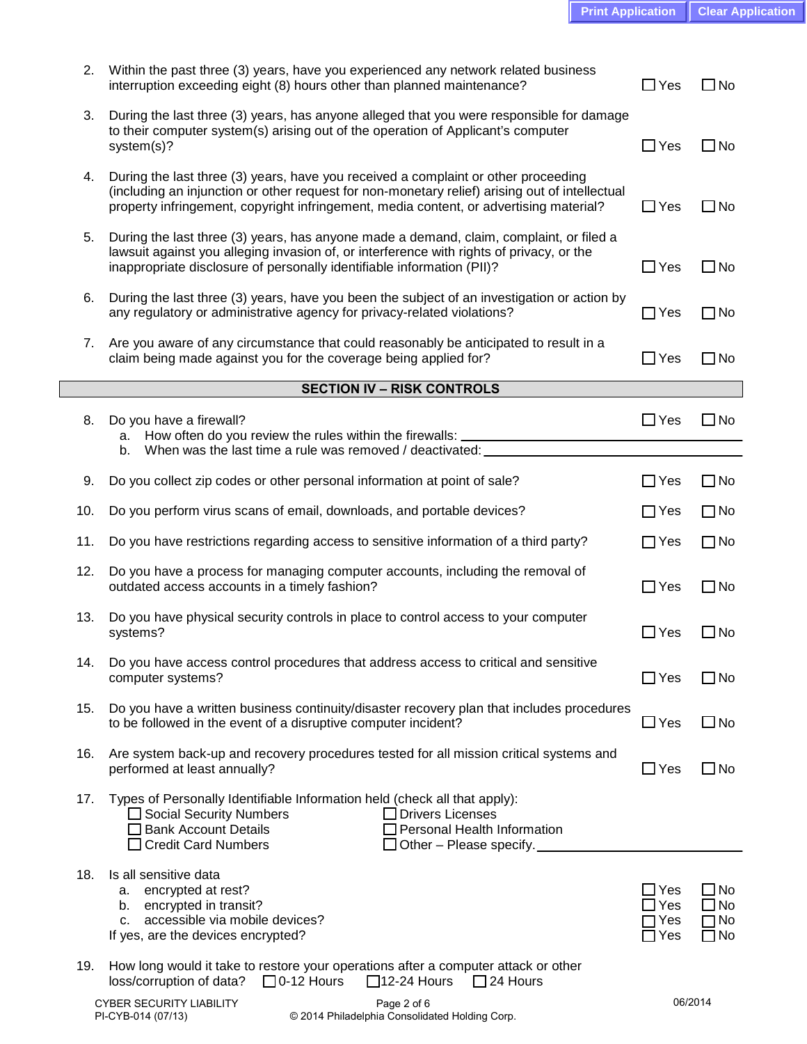2. Within the past three (3) years, have you experienced any network related business interruption exceeding eight (8) hours other than planned maintenance? ☐ Yes ☐ No

3. During the last three (3) years, has anyone alleged that you were responsible for damage to their computer system(s) arising out of the operation of Applicant's computer system(s)? ☐ Yes ☐ No

4. During the last three (3) years, have you received a complaint or other proceeding (including an injunction or other request for non-monetary relief) arising out of intellectual property infringement, copyright infringement, media content, or advertising material? ☐ Yes ☐ No

5. During the last three (3) years, has anyone made a demand, claim, complaint, or filed a lawsuit against you alleging invasion of, or interference with rights of privacy, or the inappropriate disclosure of personally identifiable information (PII)? ☐ Yes ☐ No

6. During the last three (3) years, have you been the subject of an investigation or action by any regulatory or administrative agency for privacy-related violations? ☐ Yes ☐ No

7. Are you aware of any circumstance that could reasonably be anticipated to result in a claim being made against you for the coverage being applied for? ☐ Yes ☐ No

## SECTION IV – RISK CONTROLS

8. Do you have a firewall? ☐ Yes ☐ No
   a. How often do you review the rules within the firewalls: ____________
   b. When was the last time a rule was removed / deactivated: ____________

9. Do you collect zip codes or other personal information at point of sale? ☐ Yes ☐ No

10. Do you perform virus scans of email, downloads, and portable devices? ☐ Yes ☐ No

11. Do you have restrictions regarding access to sensitive information of a third party? ☐ Yes ☐ No

12. Do you have a process for managing computer accounts, including the removal of outdated access accounts in a timely fashion? ☐ Yes ☐ No

13. Do you have physical security controls in place to control access to your computer systems? ☐ Yes ☐ No

14. Do you have access control procedures that address access to critical and sensitive computer systems? ☐ Yes ☐ No

15. Do you have a written business continuity/disaster recovery plan that includes procedures to be followed in the event of a disruptive computer incident? ☐ Yes ☐ No

16. Are system back-up and recovery procedures tested for all mission critical systems and performed at least annually? ☐ Yes ☐ No

17. Types of Personally Identifiable Information held (check all that apply):
    - ☐ Social Security Numbers
    - ☐ Bank Account Details
    - ☐ Credit Card Numbers
    - ☐ Drivers Licenses
    - ☐ Personal Health Information
    - ☐ Other – Please specify. ____________

18. Is all sensitive data
    a. encrypted at rest? ☐ Yes ☐ No
    b. encrypted in transit? ☐ Yes ☐ No
    c. accessible via mobile devices? ☐ Yes ☐ No

    If yes, are the devices encrypted? ☐ Yes ☐ No

19. How long would it take to restore your operations after a computer attack or other loss/corruption of data? ☐ 0-12 Hours ☐ 12-24 Hours ☐ 24 Hours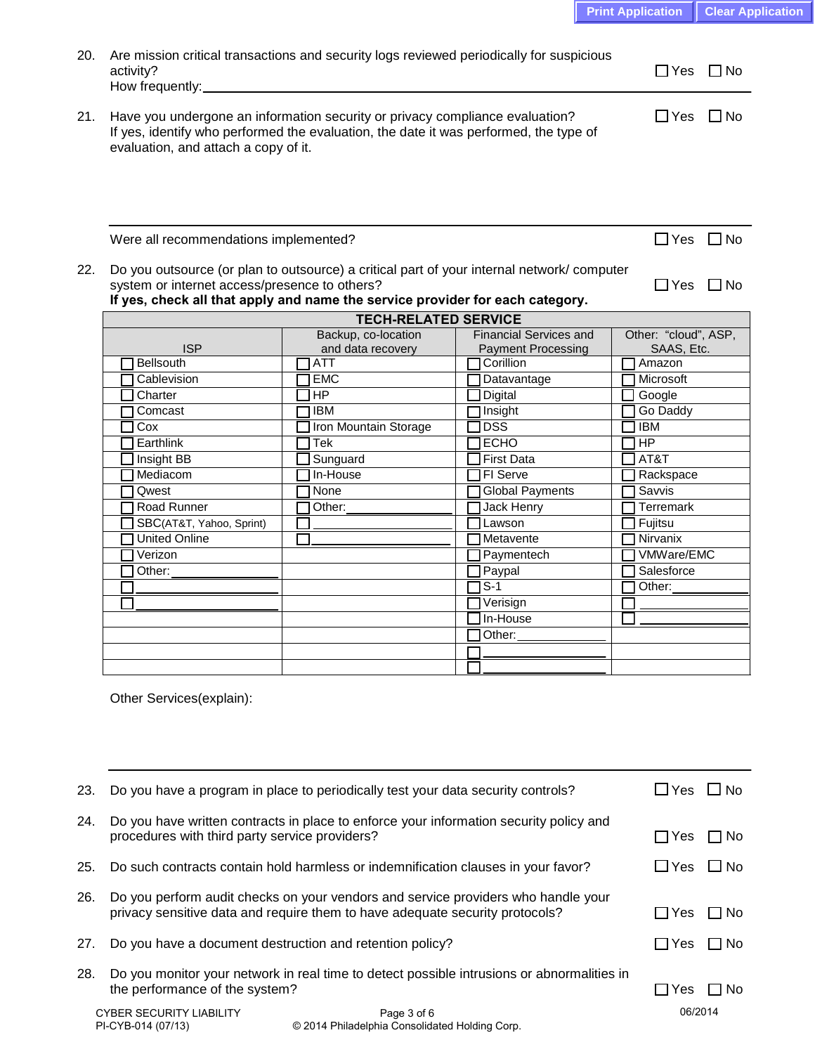20. Are mission critical transactions and security logs reviewed periodically for suspicious activity? ☐ Yes ☐ No
    How frequently: ______________________________

21. Have you undergone an information security or privacy compliance evaluation? ☐ Yes ☐ No
    If yes, identify who performed the evaluation, the date it was performed, the type of evaluation, and attach a copy of it.

    Were all recommendations implemented? ☐ Yes ☐ No

22. Do you outsource (or plan to outsource) a critical part of your internal network/ computer system or internet access/presence to others? ☐ Yes ☐ No
    **If yes, check all that apply and name the service provider for each category.**

| TECH-RELATED SERVICE | | | |
|---|---|---|---|
| ISP | Backup, co-location and data recovery | Financial Services and Payment Processing | Other: "cloud", ASP, SAAS, Etc. |
| ☐ Bellsouth | ☐ ATT | ☐ Corillion | ☐ Amazon |
| ☐ Cablevision | ☐ EMC | ☐ Datavantage | ☐ Microsoft |
| ☐ Charter | ☐ HP | ☐ Digital | ☐ Google |
| ☐ Comcast | ☐ IBM | ☐ Insight | ☐ Go Daddy |
| ☐ Cox | ☐ Iron Mountain Storage | ☐ DSS | ☐ IBM |
| ☐ Earthlink | ☐ Tek | ☐ ECHO | ☐ HP |
| ☐ Insight BB | ☐ Sunguard | ☐ First Data | ☐ AT&T |
| ☐ Mediacom | ☐ In-House | ☐ FI Serve | ☐ Rackspace |
| ☐ Qwest | ☐ None | ☐ Global Payments | ☐ Savvis |
| ☐ Road Runner | ☐ Other: ____________ | ☐ Jack Henry | ☐ Terremark |
| ☐ SBC(AT&T, Yahoo, Sprint) | ☐ ____________ | ☐ Lawson | ☐ Fujitsu |
| ☐ United Online | ☐ ____________ | ☐ Metavente | ☐ Nirvanix |
| ☐ Verizon | | ☐ Paymentech | ☐ VMWare/EMC |
| ☐ Other: ____________ | | ☐ Paypal | ☐ Salesforce |
| ☐ ____________ | | ☐ S-1 | ☐ Other: ____________ |
| ☐ ____________ | | ☐ Verisign | ☐ ____________ |
| | | ☐ In-House | ☐ ____________ |
| | | ☐ Other: ____________ | |
| | | ☐ ____________ | |
| | | ☐ ____________ | |

    Other Services(explain):

23. Do you have a program in place to periodically test your data security controls? ☐ Yes ☐ No

24. Do you have written contracts in place to enforce your information security policy and procedures with third party service providers? ☐ Yes ☐ No

25. Do such contracts contain hold harmless or indemnification clauses in your favor? ☐ Yes ☐ No

26. Do you perform audit checks on your vendors and service providers who handle your privacy sensitive data and require them to have adequate security protocols? ☐ Yes ☐ No

27. Do you have a document destruction and retention policy? ☐ Yes ☐ No

28. Do you monitor your network in real time to detect possible intrusions or abnormalities in the performance of the system? ☐ Yes ☐ No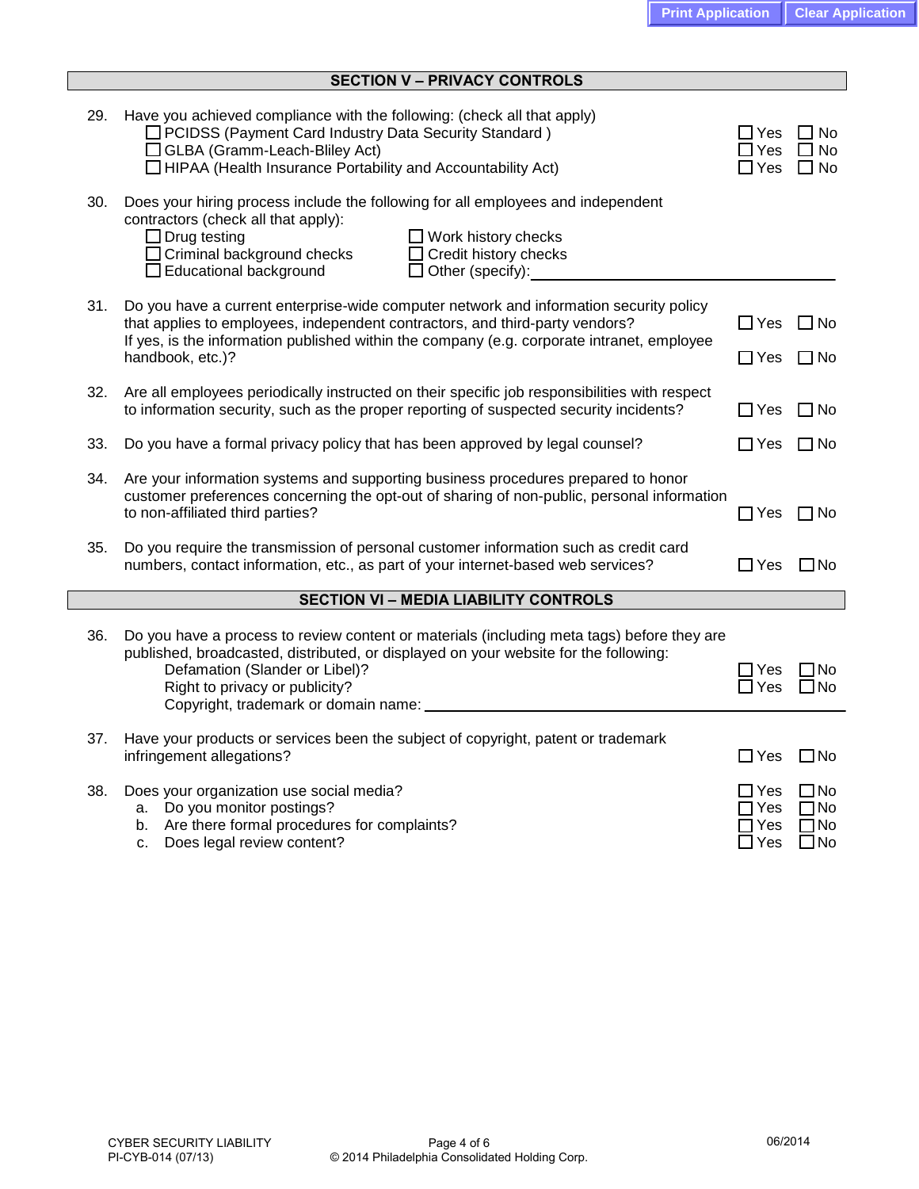## SECTION V – PRIVACY CONTROLS

29. Have you achieved compliance with the following: (check all that apply)
    - ☐ PCIDSS (Payment Card Industry Data Security Standard ) ☐ Yes ☐ No
    - ☐ GLBA (Gramm-Leach-Bliley Act) ☐ Yes ☐ No
    - ☐ HIPAA (Health Insurance Portability and Accountability Act) ☐ Yes ☐ No

30. Does your hiring process include the following for all employees and independent contractors (check all that apply):
    - ☐ Drug testing
    - ☐ Criminal background checks
    - ☐ Educational background
    - ☐ Work history checks
    - ☐ Credit history checks
    - ☐ Other (specify): ______________________________

31. Do you have a current enterprise-wide computer network and information security policy that applies to employees, independent contractors, and third-party vendors? ☐ Yes ☐ No
    If yes, is the information published within the company (e.g. corporate intranet, employee handbook, etc.)? ☐ Yes ☐ No

32. Are all employees periodically instructed on their specific job responsibilities with respect to information security, such as the proper reporting of suspected security incidents? ☐ Yes ☐ No

33. Do you have a formal privacy policy that has been approved by legal counsel? ☐ Yes ☐ No

34. Are your information systems and supporting business procedures prepared to honor customer preferences concerning the opt-out of sharing of non-public, personal information to non-affiliated third parties? ☐ Yes ☐ No

35. Do you require the transmission of personal customer information such as credit card numbers, contact information, etc., as part of your internet-based web services? ☐ Yes ☐ No

## SECTION VI – MEDIA LIABILITY CONTROLS

36. Do you have a process to review content or materials (including meta tags) before they are published, broadcasted, distributed, or displayed on your website for the following:
    - Defamation (Slander or Libel)? ☐ Yes ☐ No
    - Right to privacy or publicity? ☐ Yes ☐ No
    - Copyright, trademark or domain name: ______________________________

37. Have your products or services been the subject of copyright, patent or trademark infringement allegations? ☐ Yes ☐ No

38. Does your organization use social media? ☐ Yes ☐ No
    - a. Do you monitor postings? ☐ Yes ☐ No
    - b. Are there formal procedures for complaints? ☐ Yes ☐ No
    - c. Does legal review content? ☐ Yes ☐ No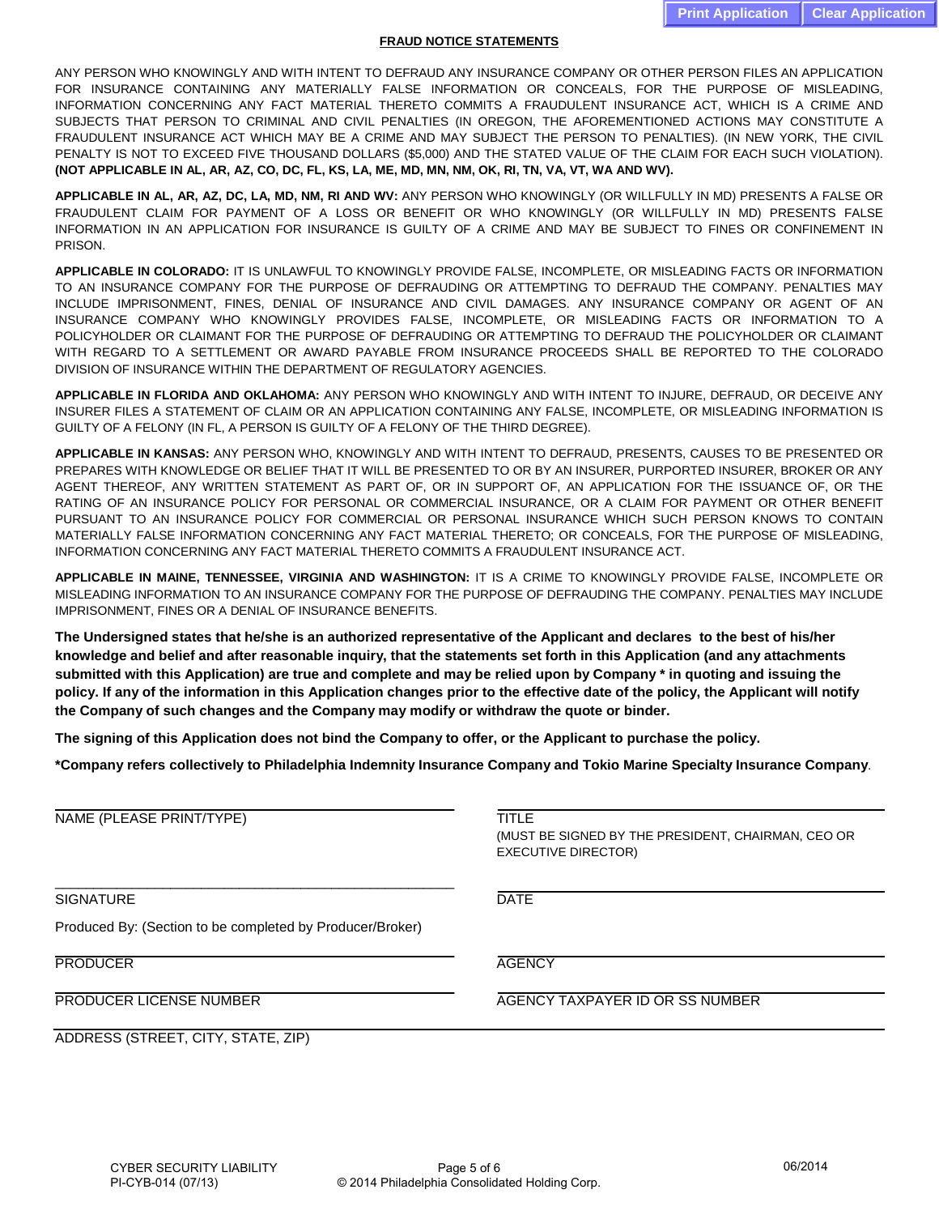## FRAUD NOTICE STATEMENTS

ANY PERSON WHO KNOWINGLY AND WITH INTENT TO DEFRAUD ANY INSURANCE COMPANY OR OTHER PERSON FILES AN APPLICATION FOR INSURANCE CONTAINING ANY MATERIALLY FALSE INFORMATION OR CONCEALS, FOR THE PURPOSE OF MISLEADING, INFORMATION CONCERNING ANY FACT MATERIAL THERETO COMMITS A FRAUDULENT INSURANCE ACT, WHICH IS A CRIME AND SUBJECTS THAT PERSON TO CRIMINAL AND CIVIL PENALTIES (IN OREGON, THE AFOREMENTIONED ACTIONS MAY CONSTITUTE A FRAUDULENT INSURANCE ACT WHICH MAY BE A CRIME AND MAY SUBJECT THE PERSON TO PENALTIES). (IN NEW YORK, THE CIVIL PENALTY IS NOT TO EXCEED FIVE THOUSAND DOLLARS ($5,000) AND THE STATED VALUE OF THE CLAIM FOR EACH SUCH VIOLATION). **(NOT APPLICABLE IN AL, AR, AZ, CO, DC, FL, KS, LA, ME, MD, MN, NM, OK, RI, TN, VA, VT, WA AND WV).**

**APPLICABLE IN AL, AR, AZ, DC, LA, MD, NM, RI AND WV:** ANY PERSON WHO KNOWINGLY (OR WILLFULLY IN MD) PRESENTS A FALSE OR FRAUDULENT CLAIM FOR PAYMENT OF A LOSS OR BENEFIT OR WHO KNOWINGLY (OR WILLFULLY IN MD) PRESENTS FALSE INFORMATION IN AN APPLICATION FOR INSURANCE IS GUILTY OF A CRIME AND MAY BE SUBJECT TO FINES OR CONFINEMENT IN PRISON.

**APPLICABLE IN COLORADO:** IT IS UNLAWFUL TO KNOWINGLY PROVIDE FALSE, INCOMPLETE, OR MISLEADING FACTS OR INFORMATION TO AN INSURANCE COMPANY FOR THE PURPOSE OF DEFRAUDING OR ATTEMPTING TO DEFRAUD THE COMPANY. PENALTIES MAY INCLUDE IMPRISONMENT, FINES, DENIAL OF INSURANCE AND CIVIL DAMAGES. ANY INSURANCE COMPANY OR AGENT OF AN INSURANCE COMPANY WHO KNOWINGLY PROVIDES FALSE, INCOMPLETE, OR MISLEADING FACTS OR INFORMATION TO A POLICYHOLDER OR CLAIMANT FOR THE PURPOSE OF DEFRAUDING OR ATTEMPTING TO DEFRAUD THE POLICYHOLDER OR CLAIMANT WITH REGARD TO A SETTLEMENT OR AWARD PAYABLE FROM INSURANCE PROCEEDS SHALL BE REPORTED TO THE COLORADO DIVISION OF INSURANCE WITHIN THE DEPARTMENT OF REGULATORY AGENCIES.

**APPLICABLE IN FLORIDA AND OKLAHOMA:** ANY PERSON WHO KNOWINGLY AND WITH INTENT TO INJURE, DEFRAUD, OR DECEIVE ANY INSURER FILES A STATEMENT OF CLAIM OR AN APPLICATION CONTAINING ANY FALSE, INCOMPLETE, OR MISLEADING INFORMATION IS GUILTY OF A FELONY (IN FL, A PERSON IS GUILTY OF A FELONY OF THE THIRD DEGREE).

**APPLICABLE IN KANSAS:** ANY PERSON WHO, KNOWINGLY AND WITH INTENT TO DEFRAUD, PRESENTS, CAUSES TO BE PRESENTED OR PREPARES WITH KNOWLEDGE OR BELIEF THAT IT WILL BE PRESENTED TO OR BY AN INSURER, PURPORTED INSURER, BROKER OR ANY AGENT THEREOF, ANY WRITTEN STATEMENT AS PART OF, OR IN SUPPORT OF, AN APPLICATION FOR THE ISSUANCE OF, OR THE RATING OF AN INSURANCE POLICY FOR PERSONAL OR COMMERCIAL INSURANCE, OR A CLAIM FOR PAYMENT OR OTHER BENEFIT PURSUANT TO AN INSURANCE POLICY FOR COMMERCIAL OR PERSONAL INSURANCE WHICH SUCH PERSON KNOWS TO CONTAIN MATERIALLY FALSE INFORMATION CONCERNING ANY FACT MATERIAL THERETO; OR CONCEALS, FOR THE PURPOSE OF MISLEADING, INFORMATION CONCERNING ANY FACT MATERIAL THERETO COMMITS A FRAUDULENT INSURANCE ACT.

**APPLICABLE IN MAINE, TENNESSEE, VIRGINIA AND WASHINGTON:** IT IS A CRIME TO KNOWINGLY PROVIDE FALSE, INCOMPLETE OR MISLEADING INFORMATION TO AN INSURANCE COMPANY FOR THE PURPOSE OF DEFRAUDING THE COMPANY. PENALTIES MAY INCLUDE IMPRISONMENT, FINES OR A DENIAL OF INSURANCE BENEFITS.

**The Undersigned states that he/she is an authorized representative of the Applicant and declares to the best of his/her knowledge and belief and after reasonable inquiry, that the statements set forth in this Application (and any attachments submitted with this Application) are true and complete and may be relied upon by Company * in quoting and issuing the policy. If any of the information in this Application changes prior to the effective date of the policy, the Applicant will notify the Company of such changes and the Company may modify or withdraw the quote or binder.**

**The signing of this Application does not bind the Company to offer, or the Applicant to purchase the policy.**

***Company refers collectively to Philadelphia Indemnity Insurance Company and Tokio Marine Specialty Insurance Company**.

NAME (PLEASE PRINT/TYPE) ____________________

TITLE ____________________
(MUST BE SIGNED BY THE PRESIDENT, CHAIRMAN, CEO OR EXECUTIVE DIRECTOR)

SIGNATURE ____________________

DATE ____________________

Produced By: (Section to be completed by Producer/Broker)

PRODUCER ____________________

AGENCY ____________________

PRODUCER LICENSE NUMBER ____________________

AGENCY TAXPAYER ID OR SS NUMBER ____________________

ADDRESS (STREET, CITY, STATE, ZIP) ____________________

CYBER SECURITY LIABILITY
PI-CYB-014 (07/13)

© 2014 Philadelphia Consolidated Holding Corp.

06/2014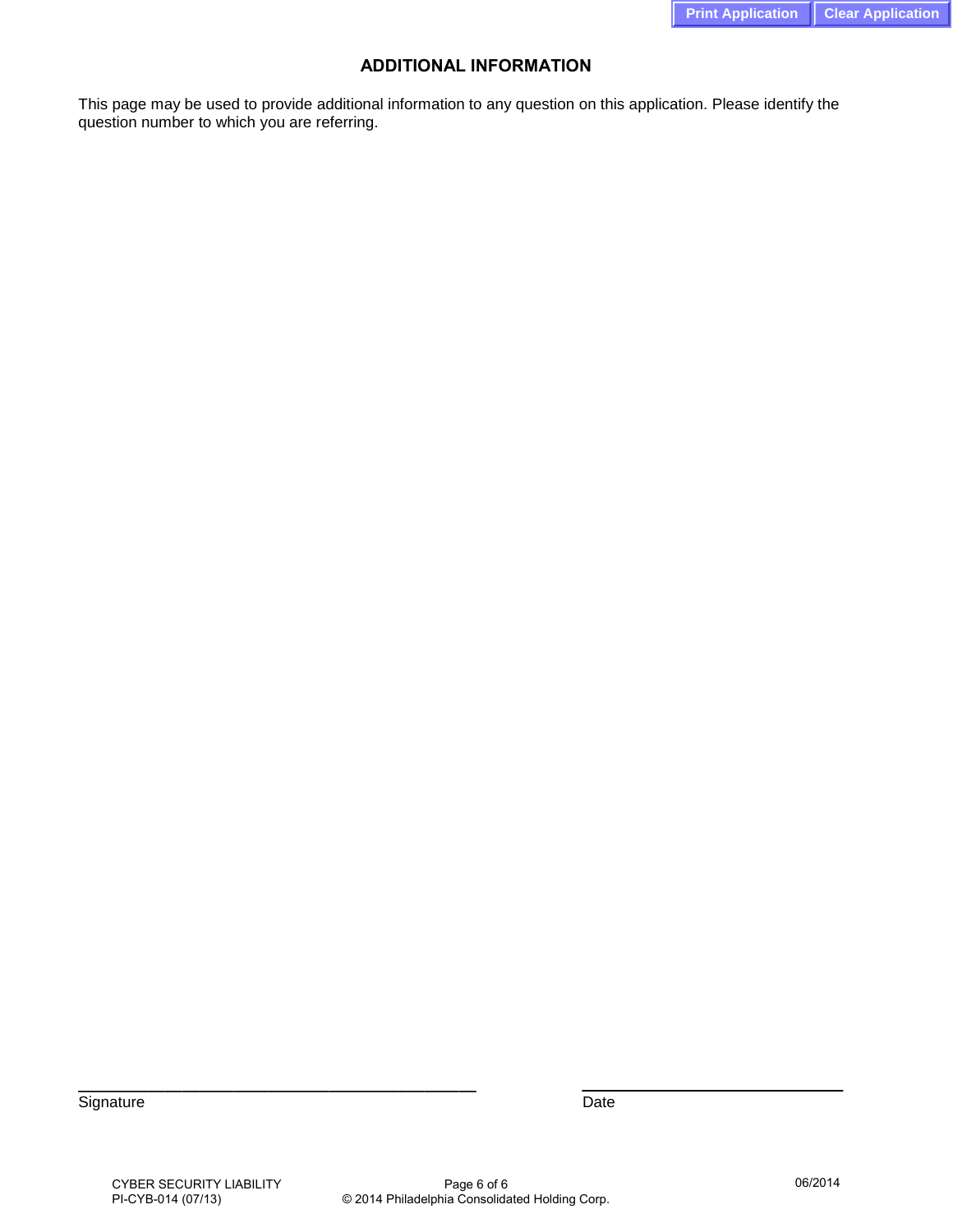## ADDITIONAL INFORMATION

This page may be used to provide additional information to any question on this application. Please identify the question number to which you are referring.

\_\_\_\_\_\_\_\_\_\_\_\_\_\_\_\_\_\_\_\_\_\_\_\_\_\_\_\_\_\_\_\_\_\_\_\_\_\_\_\_ Signature

\_\_\_\_\_\_\_\_\_\_\_\_\_\_\_\_\_\_\_\_\_\_\_\_\_\_\_ Date